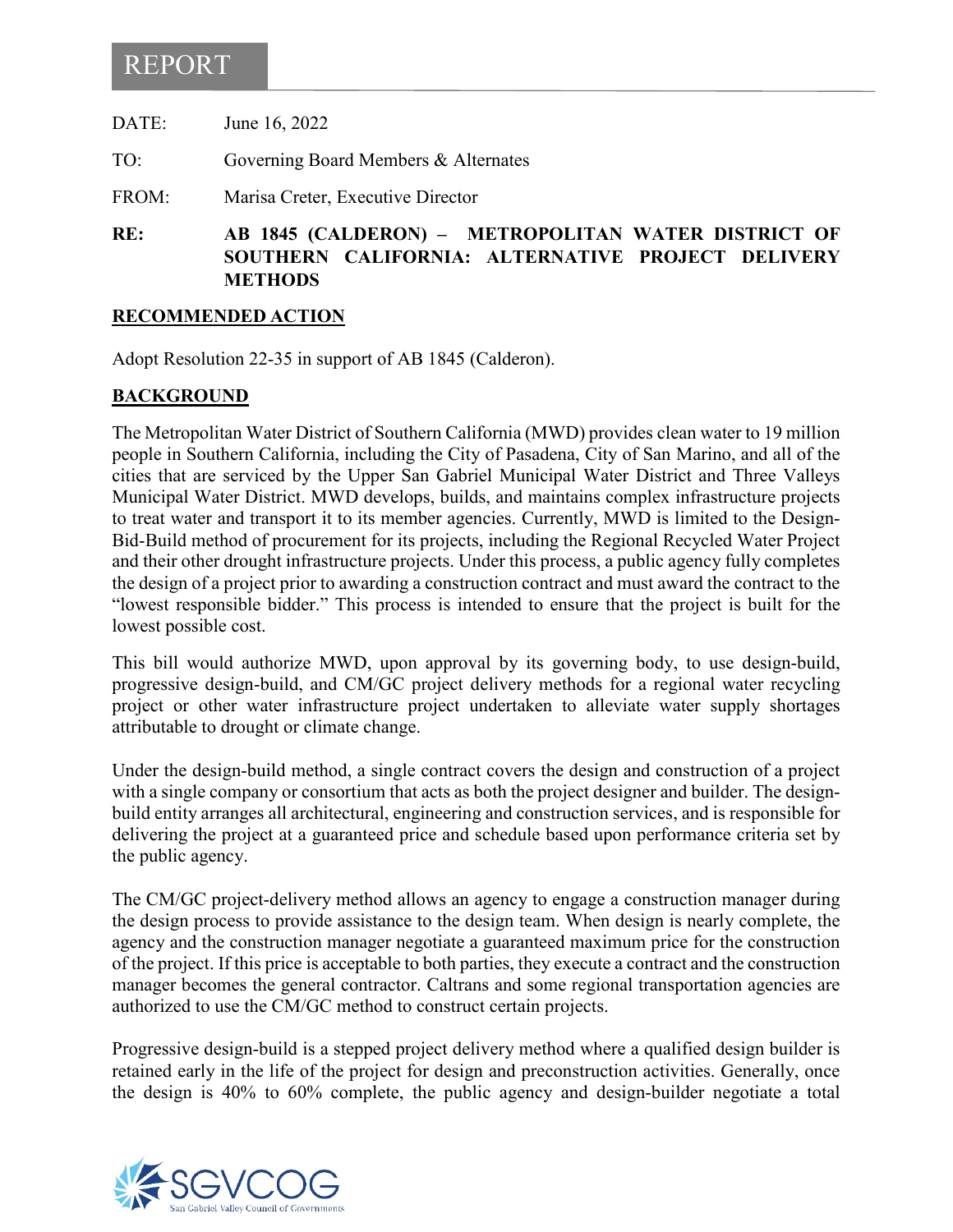# REPORT

DATE: June 16, 2022

TO: Governing Board Members & Alternates

FROM: Marisa Creter, Executive Director

**RE: AB 1845 (CALDERON) – METROPOLITAN WATER DISTRICT OF SOUTHERN CALIFORNIA: ALTERNATIVE PROJECT DELIVERY METHODS**

## RECOMMENDED ACTION

Adopt Resolution 22-35 in support of AB 1845 (Calderon).

## BACKGROUND

The Metropolitan Water District of Southern California (MWD) provides clean water to 19 million people in Southern California, including the City of Pasadena, City of San Marino, and all of the cities that are serviced by the Upper San Gabriel Municipal Water District and Three Valleys Municipal Water District. MWD develops, builds, and maintains complex infrastructure projects to treat water and transport it to its member agencies. Currently, MWD is limited to the Design-Bid-Build method of procurement for its projects, including the Regional Recycled Water Project and their other drought infrastructure projects. Under this process, a public agency fully completes the design of a project prior to awarding a construction contract and must award the contract to the "lowest responsible bidder." This process is intended to ensure that the project is built for the lowest possible cost.

This bill would authorize MWD, upon approval by its governing body, to use design-build, progressive design-build, and CM/GC project delivery methods for a regional water recycling project or other water infrastructure project undertaken to alleviate water supply shortages attributable to drought or climate change.

Under the design-build method, a single contract covers the design and construction of a project with a single company or consortium that acts as both the project designer and builder. The design-build entity arranges all architectural, engineering and construction services, and is responsible for delivering the project at a guaranteed price and schedule based upon performance criteria set by the public agency.

The CM/GC project-delivery method allows an agency to engage a construction manager during the design process to provide assistance to the design team. When design is nearly complete, the agency and the construction manager negotiate a guaranteed maximum price for the construction of the project. If this price is acceptable to both parties, they execute a contract and the construction manager becomes the general contractor. Caltrans and some regional transportation agencies are authorized to use the CM/GC method to construct certain projects.

Progressive design-build is a stepped project delivery method where a qualified design builder is retained early in the life of the project for design and preconstruction activities. Generally, once the design is 40% to 60% complete, the public agency and design-builder negotiate a total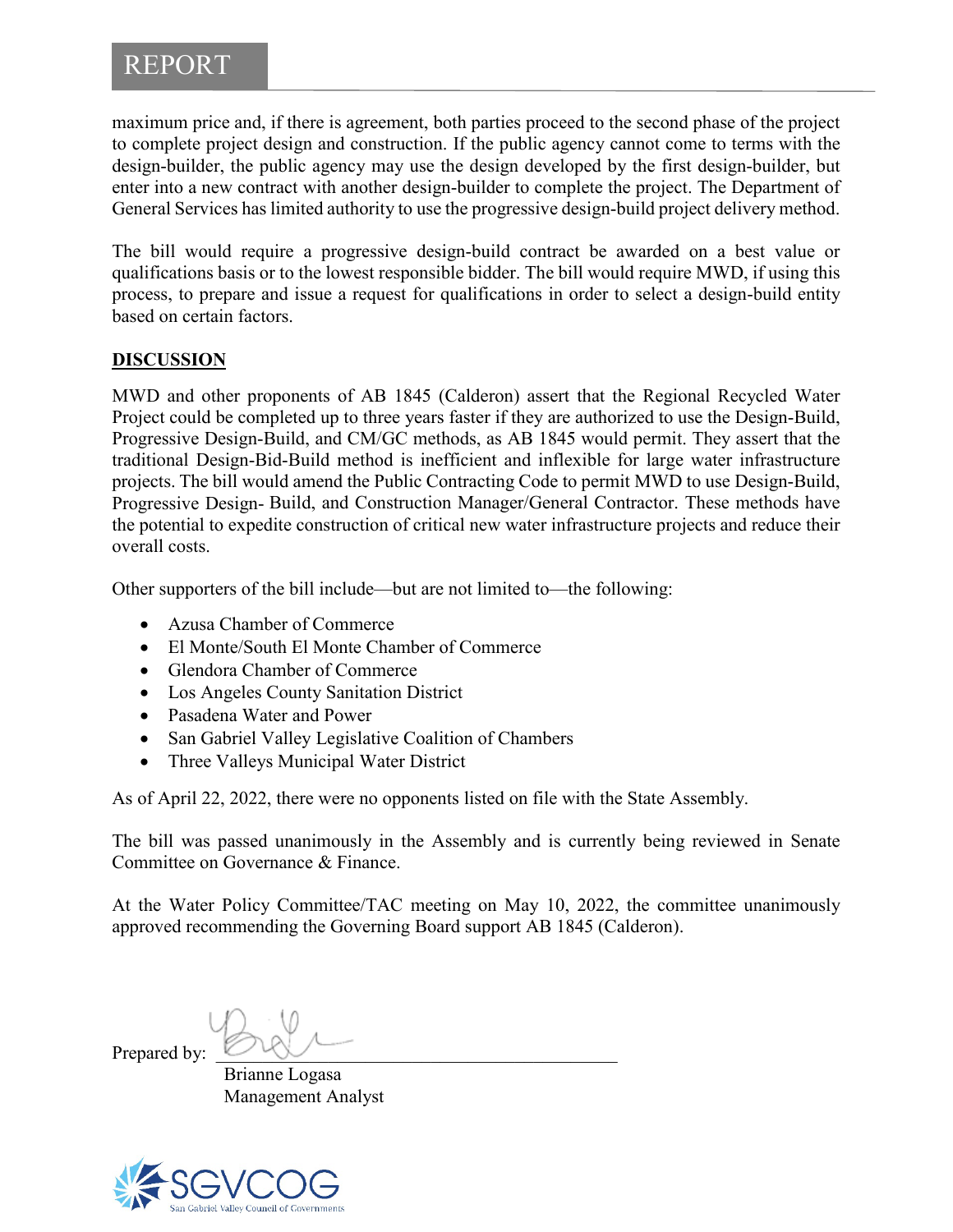maximum price and, if there is agreement, both parties proceed to the second phase of the project to complete project design and construction. If the public agency cannot come to terms with the design-builder, the public agency may use the design developed by the first design-builder, but enter into a new contract with another design-builder to complete the project. The Department of General Services has limited authority to use the progressive design-build project delivery method.

The bill would require a progressive design-build contract be awarded on a best value or qualifications basis or to the lowest responsible bidder. The bill would require MWD, if using this process, to prepare and issue a request for qualifications in order to select a design-build entity based on certain factors.

**DISCUSSION**

MWD and other proponents of AB 1845 (Calderon) assert that the Regional Recycled Water Project could be completed up to three years faster if they are authorized to use the Design-Build, Progressive Design-Build, and CM/GC methods, as AB 1845 would permit. They assert that the traditional Design-Bid-Build method is inefficient and inflexible for large water infrastructure projects. The bill would amend the Public Contracting Code to permit MWD to use Design-Build, Progressive Design- Build, and Construction Manager/General Contractor. These methods have the potential to expedite construction of critical new water infrastructure projects and reduce their overall costs.

Other supporters of the bill include—but are not limited to—the following:

- Azusa Chamber of Commerce
- El Monte/South El Monte Chamber of Commerce
- Glendora Chamber of Commerce
- Los Angeles County Sanitation District
- Pasadena Water and Power
- San Gabriel Valley Legislative Coalition of Chambers
- Three Valleys Municipal Water District

As of April 22, 2022, there were no opponents listed on file with the State Assembly.

The bill was passed unanimously in the Assembly and is currently being reviewed in Senate Committee on Governance & Finance.

At the Water Policy Committee/TAC meeting on May 10, 2022, the committee unanimously approved recommending the Governing Board support AB 1845 (Calderon).

Prepared by: ____________________
Brianne Logasa
Management Analyst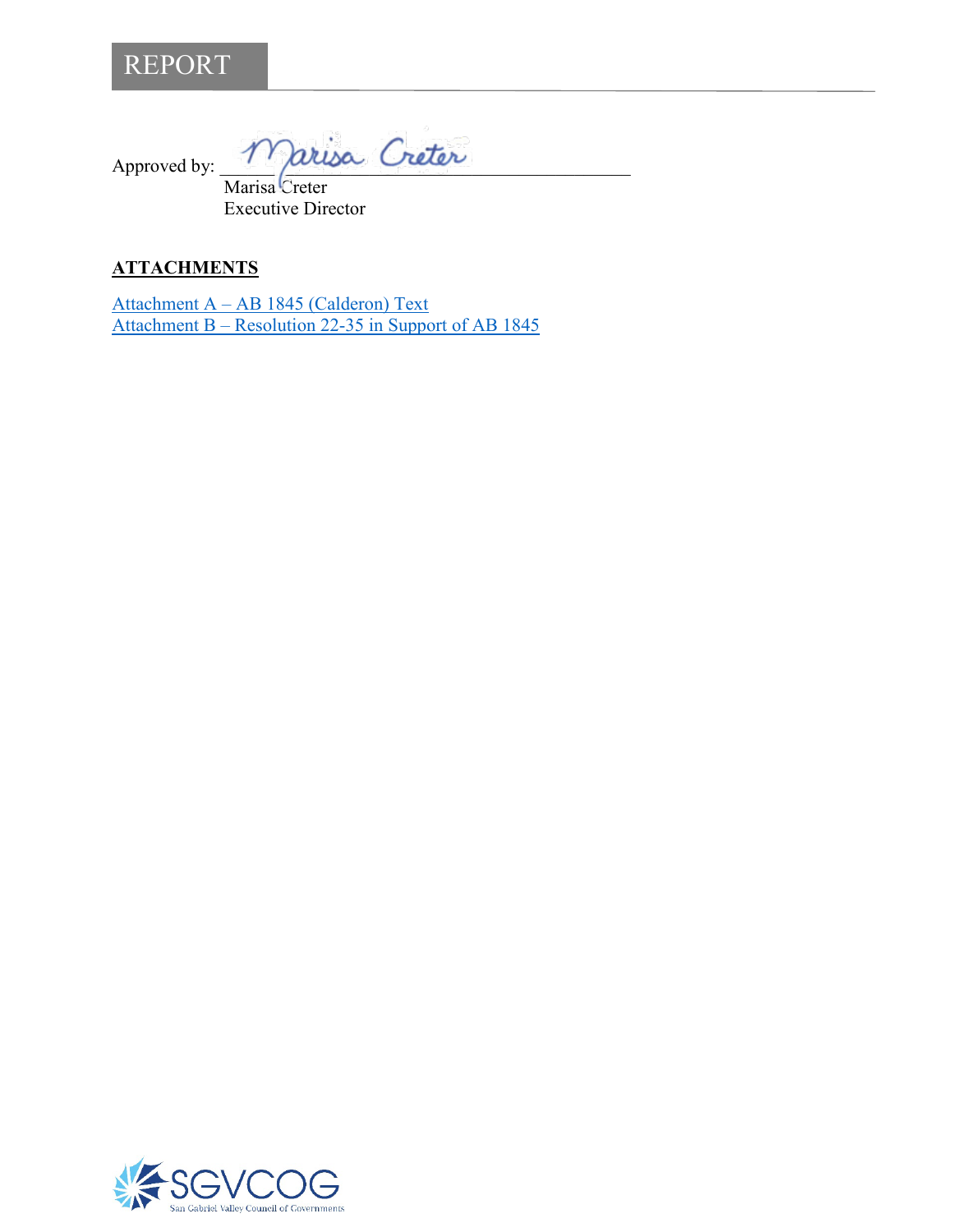Approved by: ______________________________
Marisa Creter
Executive Director

**ATTACHMENTS**

Attachment A – AB 1845 (Calderon) Text
Attachment B – Resolution 22-35 in Support of AB 1845